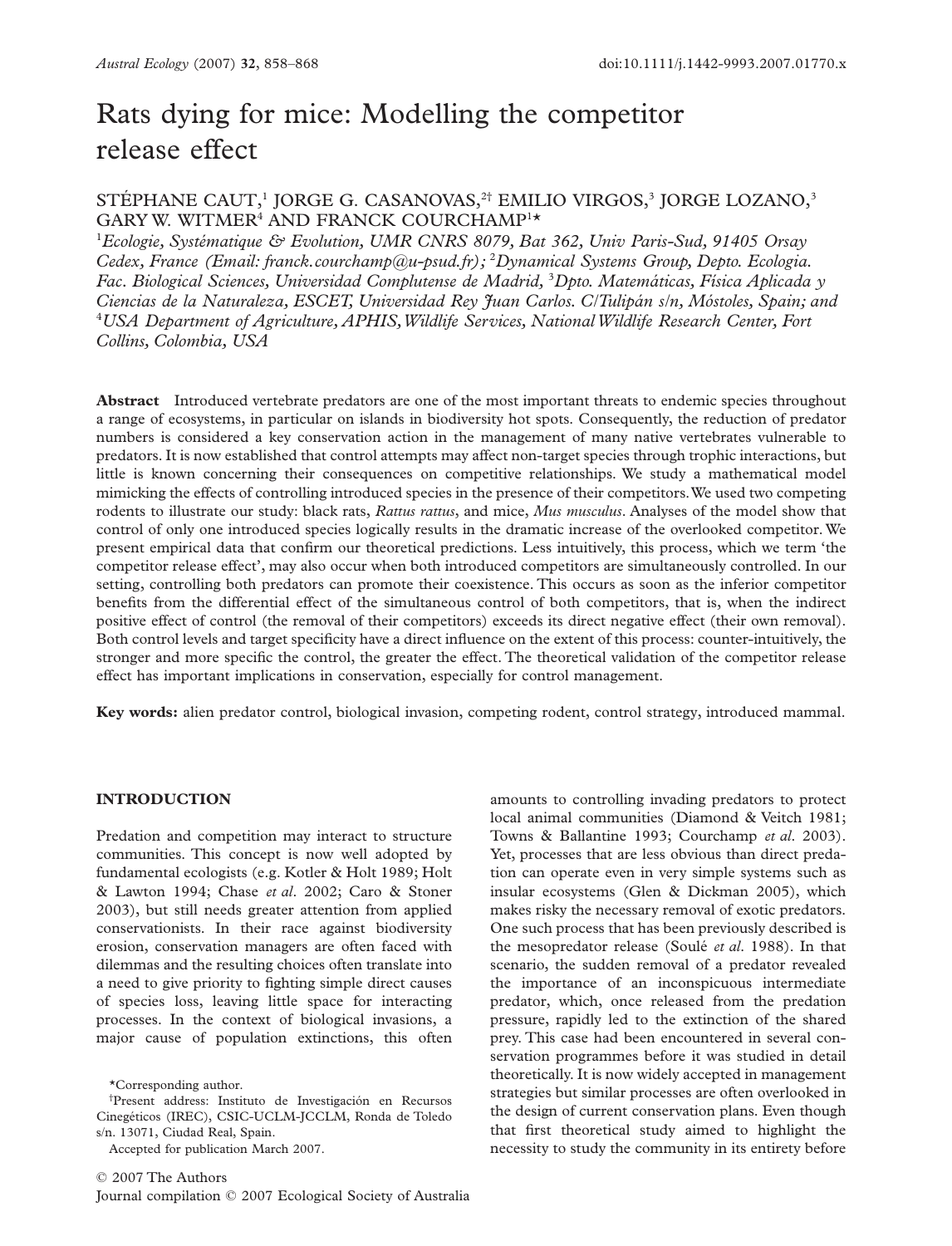# Rats dying for mice: Modelling the competitor release effect

STÉPHANE CAUT,[1] JORGE G. CASANOVAS,[2†] EMILIO VIRGOS,[3] JORGE LOZANO,[3] GARY W. WITMER[4] AND FRANCK COURCHAMP[1*]

[1]*Ecologie, Systématique & Evolution, UMR CNRS 8079, Bat 362, Univ Paris-Sud, 91405 Orsay Cedex, France (Email: franck.courchamp@u-psud.fr);* [2]*Dynamical Systems Group, Depto. Ecologia. Fac. Biological Sciences, Universidad Complutense de Madrid,* [3]*Dpto. Matemáticas, Física Aplicada y Ciencias de la Naturaleza, ESCET, Universidad Rey Juan Carlos. C/Tulipán s/n, Móstoles, Spain; and* [4]*USA Department of Agriculture, APHIS, Wildlife Services, National Wildlife Research Center, Fort Collins, Colombia, USA*

**Abstract** Introduced vertebrate predators are one of the most important threats to endemic species throughout a range of ecosystems, in particular on islands in biodiversity hot spots. Consequently, the reduction of predator numbers is considered a key conservation action in the management of many native vertebrates vulnerable to predators. It is now established that control attempts may affect non-target species through trophic interactions, but little is known concerning their consequences on competitive relationships. We study a mathematical model mimicking the effects of controlling introduced species in the presence of their competitors. We used two competing rodents to illustrate our study: black rats, *Rattus rattus*, and mice, *Mus musculus*. Analyses of the model show that control of only one introduced species logically results in the dramatic increase of the overlooked competitor. We present empirical data that confirm our theoretical predictions. Less intuitively, this process, which we term 'the competitor release effect', may also occur when both introduced competitors are simultaneously controlled. In our setting, controlling both predators can promote their coexistence. This occurs as soon as the inferior competitor benefits from the differential effect of the simultaneous control of both competitors, that is, when the indirect positive effect of control (the removal of their competitors) exceeds its direct negative effect (their own removal). Both control levels and target specificity have a direct influence on the extent of this process: counter-intuitively, the stronger and more specific the control, the greater the effect. The theoretical validation of the competitor release effect has important implications in conservation, especially for control management.

**Key words:** alien predator control, biological invasion, competing rodent, control strategy, introduced mammal.

## INTRODUCTION

Predation and competition may interact to structure communities. This concept is now well adopted by fundamental ecologists (e.g. Kotler & Holt 1989; Holt & Lawton 1994; Chase *et al*. 2002; Caro & Stoner 2003), but still needs greater attention from applied conservationists. In their race against biodiversity erosion, conservation managers are often faced with dilemmas and the resulting choices often translate into a need to give priority to fighting simple direct causes of species loss, leaving little space for interacting processes. In the context of biological invasions, a major cause of population extinctions, this often amounts to controlling invading predators to protect local animal communities (Diamond & Veitch 1981; Towns & Ballantine 1993; Courchamp *et al*. 2003). Yet, processes that are less obvious than direct predation can operate even in very simple systems such as insular ecosystems (Glen & Dickman 2005), which makes risky the necessary removal of exotic predators. One such process that has been previously described is the mesopredator release (Soulé *et al*. 1988). In that scenario, the sudden removal of a predator revealed the importance of an inconspicuous intermediate predator, which, once released from the predation pressure, rapidly led to the extinction of the shared prey. This case had been encountered in several conservation programmes before it was studied in detail theoretically. It is now widely accepted in management strategies but similar processes are often overlooked in the design of current conservation plans. Even though that first theoretical study aimed to highlight the necessity to study the community in its entirety before

*Corresponding author.

†Present address: Instituto de Investigación en Recursos Cinegéticos (IREC), CSIC-UCLM-JCCLM, Ronda de Toledo s/n. 13071, Ciudad Real, Spain.

Accepted for publication March 2007.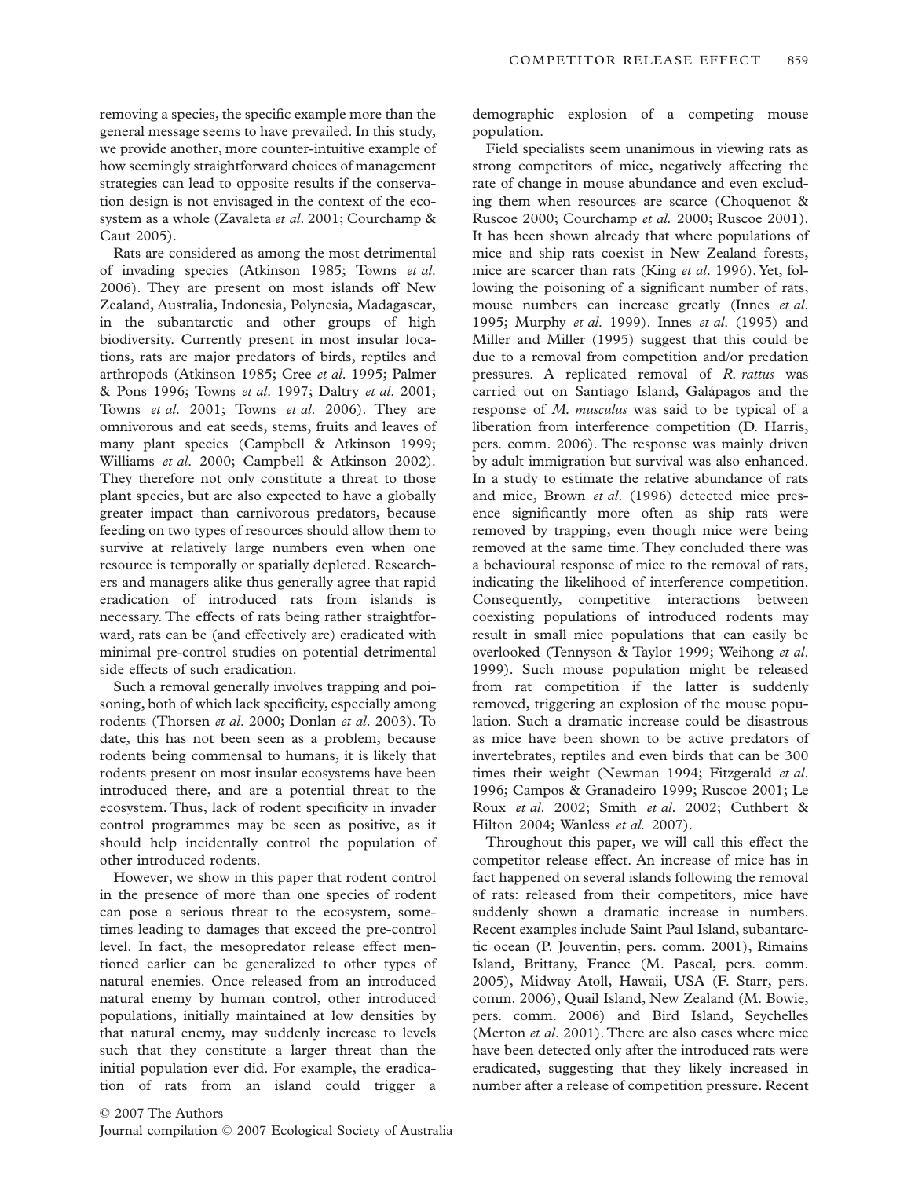removing a species, the specific example more than the general message seems to have prevailed. In this study, we provide another, more counter-intuitive example of how seemingly straightforward choices of management strategies can lead to opposite results if the conservation design is not envisaged in the context of the ecosystem as a whole (Zavaleta *et al*. 2001; Courchamp & Caut 2005).

Rats are considered as among the most detrimental of invading species (Atkinson 1985; Towns *et al.* 2006). They are present on most islands off New Zealand, Australia, Indonesia, Polynesia, Madagascar, in the subantarctic and other groups of high biodiversity. Currently present in most insular locations, rats are major predators of birds, reptiles and arthropods (Atkinson 1985; Cree *et al*. 1995; Palmer & Pons 1996; Towns *et al*. 1997; Daltry *et al*. 2001; Towns *et al*. 2001; Towns *et al*. 2006). They are omnivorous and eat seeds, stems, fruits and leaves of many plant species (Campbell & Atkinson 1999; Williams *et al*. 2000; Campbell & Atkinson 2002). They therefore not only constitute a threat to those plant species, but are also expected to have a globally greater impact than carnivorous predators, because feeding on two types of resources should allow them to survive at relatively large numbers even when one resource is temporally or spatially depleted. Researchers and managers alike thus generally agree that rapid eradication of introduced rats from islands is necessary. The effects of rats being rather straightforward, rats can be (and effectively are) eradicated with minimal pre-control studies on potential detrimental side effects of such eradication.

Such a removal generally involves trapping and poisoning, both of which lack specificity, especially among rodents (Thorsen *et al*. 2000; Donlan *et al*. 2003). To date, this has not been seen as a problem, because rodents being commensal to humans, it is likely that rodents present on most insular ecosystems have been introduced there, and are a potential threat to the ecosystem. Thus, lack of rodent specificity in invader control programmes may be seen as positive, as it should help incidentally control the population of other introduced rodents.

However, we show in this paper that rodent control in the presence of more than one species of rodent can pose a serious threat to the ecosystem, sometimes leading to damages that exceed the pre-control level. In fact, the mesopredator release effect mentioned earlier can be generalized to other types of natural enemies. Once released from an introduced natural enemy by human control, other introduced populations, initially maintained at low densities by that natural enemy, may suddenly increase to levels such that they constitute a larger threat than the initial population ever did. For example, the eradication of rats from an island could trigger a demographic explosion of a competing mouse population.

Field specialists seem unanimous in viewing rats as strong competitors of mice, negatively affecting the rate of change in mouse abundance and even excluding them when resources are scarce (Choquenot & Ruscoe 2000; Courchamp *et al.* 2000; Ruscoe 2001). It has been shown already that where populations of mice and ship rats coexist in New Zealand forests, mice are scarcer than rats (King *et al*. 1996). Yet, following the poisoning of a significant number of rats, mouse numbers can increase greatly (Innes *et al*. 1995; Murphy *et al*. 1999). Innes *et al*. (1995) and Miller and Miller (1995) suggest that this could be due to a removal from competition and/or predation pressures. A replicated removal of *R. rattus* was carried out on Santiago Island, Galápagos and the response of *M. musculus* was said to be typical of a liberation from interference competition (D. Harris, pers. comm. 2006). The response was mainly driven by adult immigration but survival was also enhanced. In a study to estimate the relative abundance of rats and mice, Brown *et al*. (1996) detected mice presence significantly more often as ship rats were removed by trapping, even though mice were being removed at the same time. They concluded there was a behavioural response of mice to the removal of rats, indicating the likelihood of interference competition. Consequently, competitive interactions between coexisting populations of introduced rodents may result in small mice populations that can easily be overlooked (Tennyson & Taylor 1999; Weihong *et al*. 1999). Such mouse population might be released from rat competition if the latter is suddenly removed, triggering an explosion of the mouse population. Such a dramatic increase could be disastrous as mice have been shown to be active predators of invertebrates, reptiles and even birds that can be 300 times their weight (Newman 1994; Fitzgerald *et al*. 1996; Campos & Granadeiro 1999; Ruscoe 2001; Le Roux *et al*. 2002; Smith *et al*. 2002; Cuthbert & Hilton 2004; Wanless *et al.* 2007).

Throughout this paper, we will call this effect the competitor release effect. An increase of mice has in fact happened on several islands following the removal of rats: released from their competitors, mice have suddenly shown a dramatic increase in numbers. Recent examples include Saint Paul Island, subantarctic ocean (P. Jouventin, pers. comm. 2001), Rimains Island, Brittany, France (M. Pascal, pers. comm. 2005), Midway Atoll, Hawaii, USA (F. Starr, pers. comm. 2006), Quail Island, New Zealand (M. Bowie, pers. comm. 2006) and Bird Island, Seychelles (Merton *et al*. 2001). There are also cases where mice have been detected only after the introduced rats were eradicated, suggesting that they likely increased in number after a release of competition pressure. Recent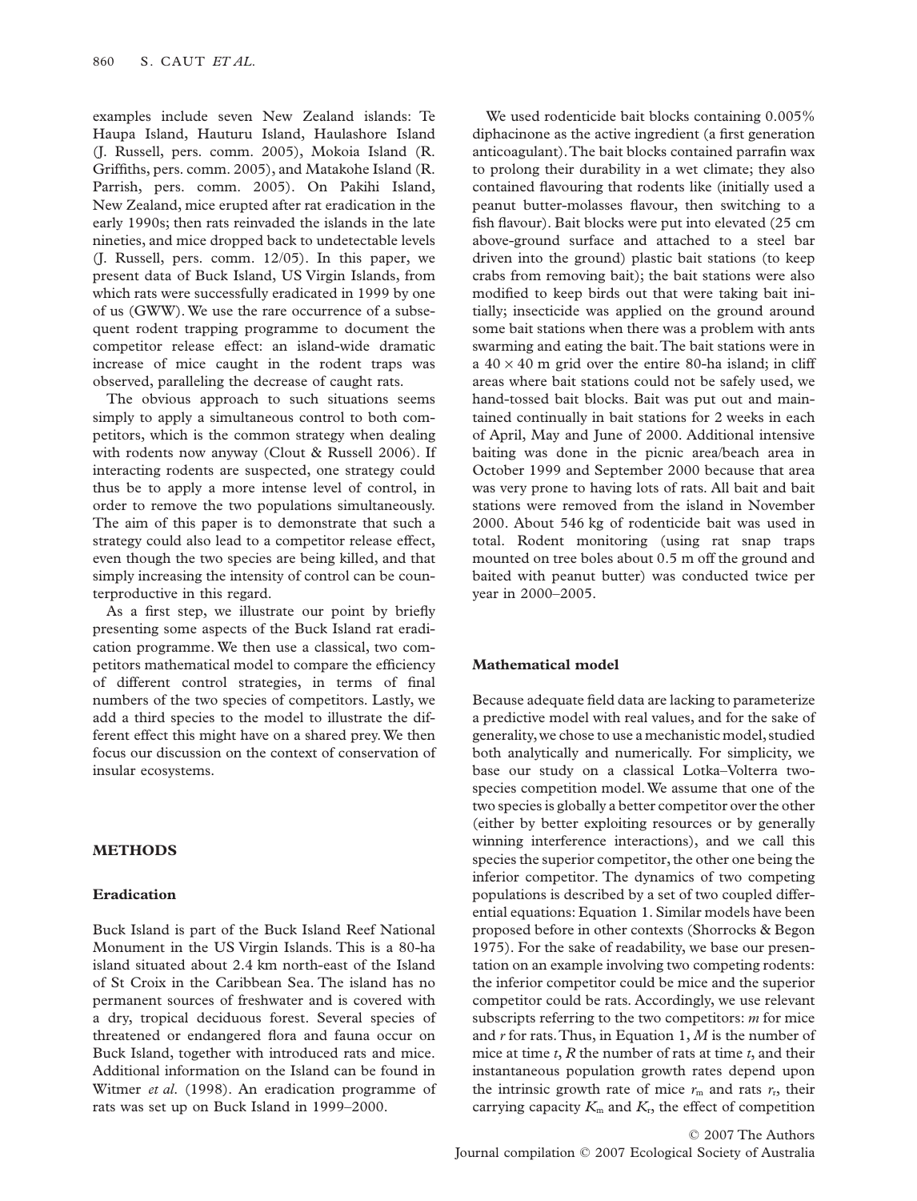examples include seven New Zealand islands: Te Haupa Island, Hauturu Island, Haulashore Island (J. Russell, pers. comm. 2005), Mokoia Island (R. Griffiths, pers. comm. 2005), and Matakohe Island (R. Parrish, pers. comm. 2005). On Pakihi Island, New Zealand, mice erupted after rat eradication in the early 1990s; then rats reinvaded the islands in the late nineties, and mice dropped back to undetectable levels (J. Russell, pers. comm. 12/05). In this paper, we present data of Buck Island, US Virgin Islands, from which rats were successfully eradicated in 1999 by one of us (GWW). We use the rare occurrence of a subsequent rodent trapping programme to document the competitor release effect: an island-wide dramatic increase of mice caught in the rodent traps was observed, paralleling the decrease of caught rats.

The obvious approach to such situations seems simply to apply a simultaneous control to both competitors, which is the common strategy when dealing with rodents now anyway (Clout & Russell 2006). If interacting rodents are suspected, one strategy could thus be to apply a more intense level of control, in order to remove the two populations simultaneously. The aim of this paper is to demonstrate that such a strategy could also lead to a competitor release effect, even though the two species are being killed, and that simply increasing the intensity of control can be counterproductive in this regard.

As a first step, we illustrate our point by briefly presenting some aspects of the Buck Island rat eradication programme. We then use a classical, two competitors mathematical model to compare the efficiency of different control strategies, in terms of final numbers of the two species of competitors. Lastly, we add a third species to the model to illustrate the different effect this might have on a shared prey. We then focus our discussion on the context of conservation of insular ecosystems.

## METHODS

### Eradication

Buck Island is part of the Buck Island Reef National Monument in the US Virgin Islands. This is a 80-ha island situated about 2.4 km north-east of the Island of St Croix in the Caribbean Sea. The island has no permanent sources of freshwater and is covered with a dry, tropical deciduous forest. Several species of threatened or endangered flora and fauna occur on Buck Island, together with introduced rats and mice. Additional information on the Island can be found in Witmer *et al.* (1998). An eradication programme of rats was set up on Buck Island in 1999–2000.

We used rodenticide bait blocks containing 0.005% diphacinone as the active ingredient (a first generation anticoagulant). The bait blocks contained parrafin wax to prolong their durability in a wet climate; they also contained flavouring that rodents like (initially used a peanut butter-molasses flavour, then switching to a fish flavour). Bait blocks were put into elevated (25 cm above-ground surface and attached to a steel bar driven into the ground) plastic bait stations (to keep crabs from removing bait); the bait stations were also modified to keep birds out that were taking bait initially; insecticide was applied on the ground around some bait stations when there was a problem with ants swarming and eating the bait. The bait stations were in a $40 \times 40$ m grid over the entire 80-ha island; in cliff areas where bait stations could not be safely used, we hand-tossed bait blocks. Bait was put out and maintained continually in bait stations for 2 weeks in each of April, May and June of 2000. Additional intensive baiting was done in the picnic area/beach area in October 1999 and September 2000 because that area was very prone to having lots of rats. All bait and bait stations were removed from the island in November 2000. About 546 kg of rodenticide bait was used in total. Rodent monitoring (using rat snap traps mounted on tree boles about 0.5 m off the ground and baited with peanut butter) was conducted twice per year in 2000–2005.

### Mathematical model

Because adequate field data are lacking to parameterize a predictive model with real values, and for the sake of generality, we chose to use a mechanistic model, studied both analytically and numerically. For simplicity, we base our study on a classical Lotka–Volterra two-species competition model. We assume that one of the two species is globally a better competitor over the other (either by better exploiting resources or by generally winning interference interactions), and we call this species the superior competitor, the other one being the inferior competitor. The dynamics of two competing populations is described by a set of two coupled differential equations: Equation 1. Similar models have been proposed before in other contexts (Shorrocks & Begon 1975). For the sake of readability, we base our presentation on an example involving two competing rodents: the inferior competitor could be mice and the superior competitor could be rats. Accordingly, we use relevant subscripts referring to the two competitors: *m* for mice and *r* for rats. Thus, in Equation 1, $M$ is the number of mice at time $t$, $R$ the number of rats at time $t$, and their instantaneous population growth rates depend upon the intrinsic growth rate of mice $r_m$ and rats $r_r$, their carrying capacity $K_m$ and $K_r$, the effect of competition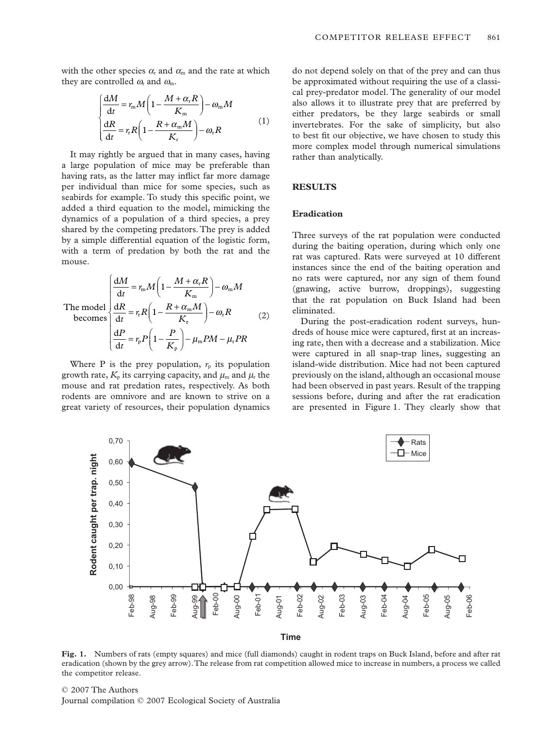with the other species $\alpha_r$ and $\alpha_m$ and the rate at which they are controlled $\omega_r$ and $\omega_m$.

$$\begin{cases} \dfrac{dM}{dt} = r_m M\left(1 - \dfrac{M + \alpha_r R}{K_m}\right) - \omega_m M \\ \dfrac{dR}{dt} = r_r R\left(1 - \dfrac{R + \alpha_m M}{K_r}\right) - \omega_r R \end{cases} \tag{1}$$

It may rightly be argued that in many cases, having a large population of mice may be preferable than having rats, as the latter may inflict far more damage per individual than mice for some species, such as seabirds for example. To study this specific point, we added a third equation to the model, mimicking the dynamics of a population of a third species, a prey shared by the competing predators. The prey is added by a simple differential equation of the logistic form, with a term of predation by both the rat and the mouse.

$$\text{The model becomes} \begin{cases} \dfrac{dM}{dt} = r_m M\left(1 - \dfrac{M + \alpha_r R}{K_m}\right) - \omega_m M \\ \dfrac{dR}{dt} = r_r R\left(1 - \dfrac{R + \alpha_m M}{K_r}\right) - \omega_r R \\ \dfrac{dP}{dt} = r_p P\left(1 - \dfrac{P}{K_p}\right) - \mu_m PM - \mu_r PR \end{cases} \tag{2}$$

Where P is the prey population, $r_p$ its population growth rate, $K_p$ its carrying capacity, and $\mu_m$ and $\mu_r$ the mouse and rat predation rates, respectively. As both rodents are omnivore and are known to strive on a great variety of resources, their population dynamics do not depend solely on that of the prey and can thus be approximated without requiring the use of a classical prey-predator model. The generality of our model also allows it to illustrate prey that are preferred by either predators, be they large seabirds or small invertebrates. For the sake of simplicity, but also to best fit our objective, we have chosen to study this more complex model through numerical simulations rather than analytically.

## RESULTS

### Eradication

Three surveys of the rat population were conducted during the baiting operation, during which only one rat was captured. Rats were surveyed at 10 different instances since the end of the baiting operation and no rats were captured, nor any sign of them found (gnawing, active burrow, droppings), suggesting that the rat population on Buck Island had been eliminated.

During the post-eradication rodent surveys, hundreds of house mice were captured, first at an increasing rate, then with a decrease and a stabilization. Mice were captured in all snap-trap lines, suggesting an island-wide distribution. Mice had not been captured previously on the island, although an occasional mouse had been observed in past years. Result of the trapping sessions before, during and after the rat eradication are presented in Figure 1. They clearly show that

**Fig. 1.** Numbers of rats (empty squares) and mice (full diamonds) caught in rodent traps on Buck Island, before and after rat eradication (shown by the grey arrow). The release from rat competition allowed mice to increase in numbers, a process we called the competitor release.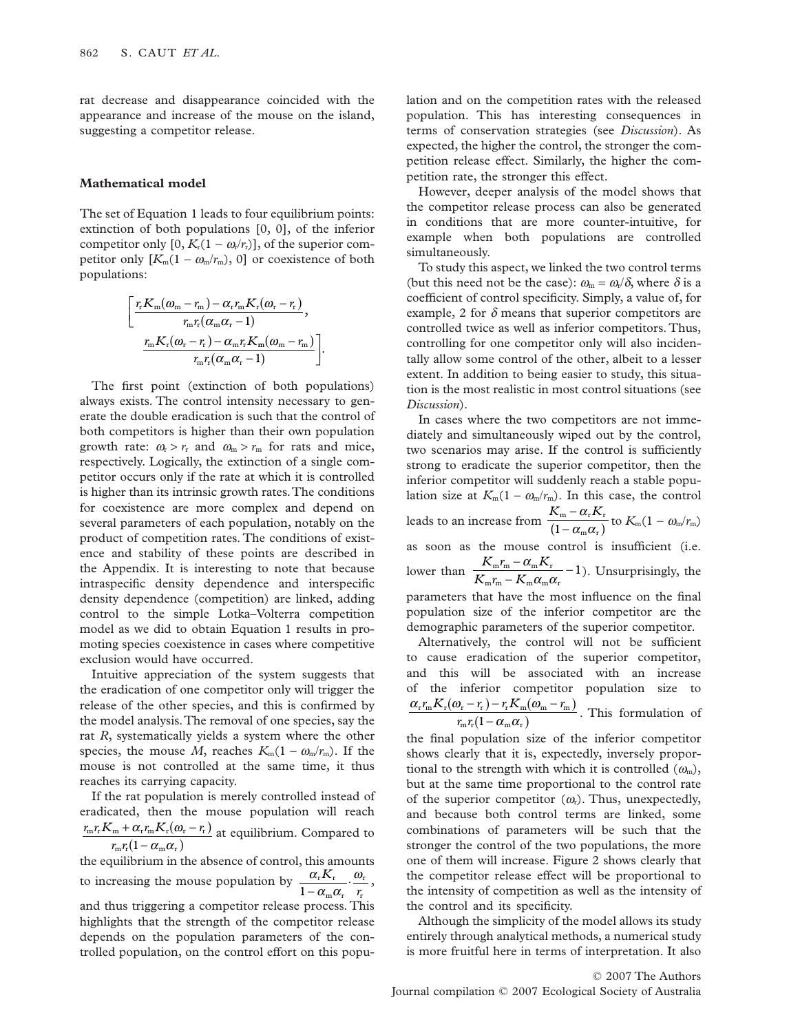rat decrease and disappearance coincided with the appearance and increase of the mouse on the island, suggesting a competitor release.

## Mathematical model

The set of Equation 1 leads to four equilibrium points: extinction of both populations [0, 0], of the inferior competitor only $[0, K_r(1 - \omega_r/r_r)]$, of the superior competitor only $[K_m(1 - \omega_m/r_m), 0]$ or coexistence of both populations:

$$\left[\frac{r_r K_m(\omega_m - r_m) - \alpha_r r_m K_r(\omega_r - r_r)}{r_m r_r(\alpha_m \alpha_r - 1)}, \frac{r_m K_r(\omega_r - r_r) - \alpha_m r_r K_m(\omega_m - r_m)}{r_m r_r(\alpha_m \alpha_r - 1)}\right].$$

The first point (extinction of both populations) always exists. The control intensity necessary to generate the double eradication is such that the control of both competitors is higher than their own population growth rate: $\omega_r > r_r$ and $\omega_m > r_m$ for rats and mice, respectively. Logically, the extinction of a single competitor occurs only if the rate at which it is controlled is higher than its intrinsic growth rates. The conditions for coexistence are more complex and depend on several parameters of each population, notably on the product of competition rates. The conditions of existence and stability of these points are described in the Appendix. It is interesting to note that because intraspecific density dependence and interspecific density dependence (competition) are linked, adding control to the simple Lotka–Volterra competition model as we did to obtain Equation 1 results in promoting species coexistence in cases where competitive exclusion would have occurred.

Intuitive appreciation of the system suggests that the eradication of one competitor only will trigger the release of the other species, and this is confirmed by the model analysis. The removal of one species, say the rat $R$, systematically yields a system where the other species, the mouse $M$, reaches $K_m(1 - \omega_m/r_m)$. If the mouse is not controlled at the same time, it thus reaches its carrying capacity.

If the rat population is merely controlled instead of eradicated, then the mouse population will reach $\frac{r_m r_r K_m + \alpha_r r_m K_r(\omega_r - r_r)}{r_m r_r(1 - \alpha_m \alpha_r)}$ at equilibrium. Compared to the equilibrium in the absence of control, this amounts to increasing the mouse population by $\frac{\alpha_r K_r}{1 - \alpha_m \alpha_r} \cdot \frac{\omega_r}{r_r}$, and thus triggering a competitor release process. This highlights that the strength of the competitor release depends on the population parameters of the controlled population, on the control effort on this population and on the competition rates with the released population. This has interesting consequences in terms of conservation strategies (see *Discussion*). As expected, the higher the control, the stronger the competition release effect. Similarly, the higher the competition rate, the stronger this effect.

However, deeper analysis of the model shows that the competitor release process can also be generated in conditions that are more counter-intuitive, for example when both populations are controlled simultaneously.

To study this aspect, we linked the two control terms (but this need not be the case): $\omega_m = \omega_r/\delta$, where $\delta$ is a coefficient of control specificity. Simply, a value of, for example, 2 for $\delta$ means that superior competitors are controlled twice as well as inferior competitors. Thus, controlling for one competitor only will also incidentally allow some control of the other, albeit to a lesser extent. In addition to being easier to study, this situation is the most realistic in most control situations (see *Discussion*).

In cases where the two competitors are not immediately and simultaneously wiped out by the control, two scenarios may arise. If the control is sufficiently strong to eradicate the superior competitor, then the inferior competitor will suddenly reach a stable population size at $K_m(1 - \omega_m/r_m)$. In this case, the control leads to an increase from $\frac{K_m - \alpha_r K_r}{(1 - \alpha_m \alpha_r)}$ to $K_m(1 - \omega_m/r_m)$ as soon as the mouse control is insufficient (i.e. lower than $\frac{K_m r_m - \alpha_m K_r}{K_m r_m - K_m \alpha_m \alpha_r} - 1$). Unsurprisingly, the parameters that have the most influence on the final population size of the inferior competitor are the demographic parameters of the superior competitor.

Alternatively, the control will not be sufficient to cause eradication of the superior competitor, and this will be associated with an increase of the inferior competitor population size to $\frac{\alpha_r r_m K_r(\omega_r - r_r) - r_r K_m(\omega_m - r_m)}{r_m r_r(1 - \alpha_m \alpha_r)}$. This formulation of the final population size of the inferior competitor shows clearly that it is, expectedly, inversely proportional to the strength with which it is controlled ($\omega_m$), but at the same time proportional to the control rate of the superior competitor ($\omega_r$). Thus, unexpectedly, and because both control terms are linked, some combinations of parameters will be such that the stronger the control of the two populations, the more one of them will increase. Figure 2 shows clearly that the competitor release effect will be proportional to the intensity of competition as well as the intensity of the control and its specificity.

Although the simplicity of the model allows its study entirely through analytical methods, a numerical study is more fruitful here in terms of interpretation. It also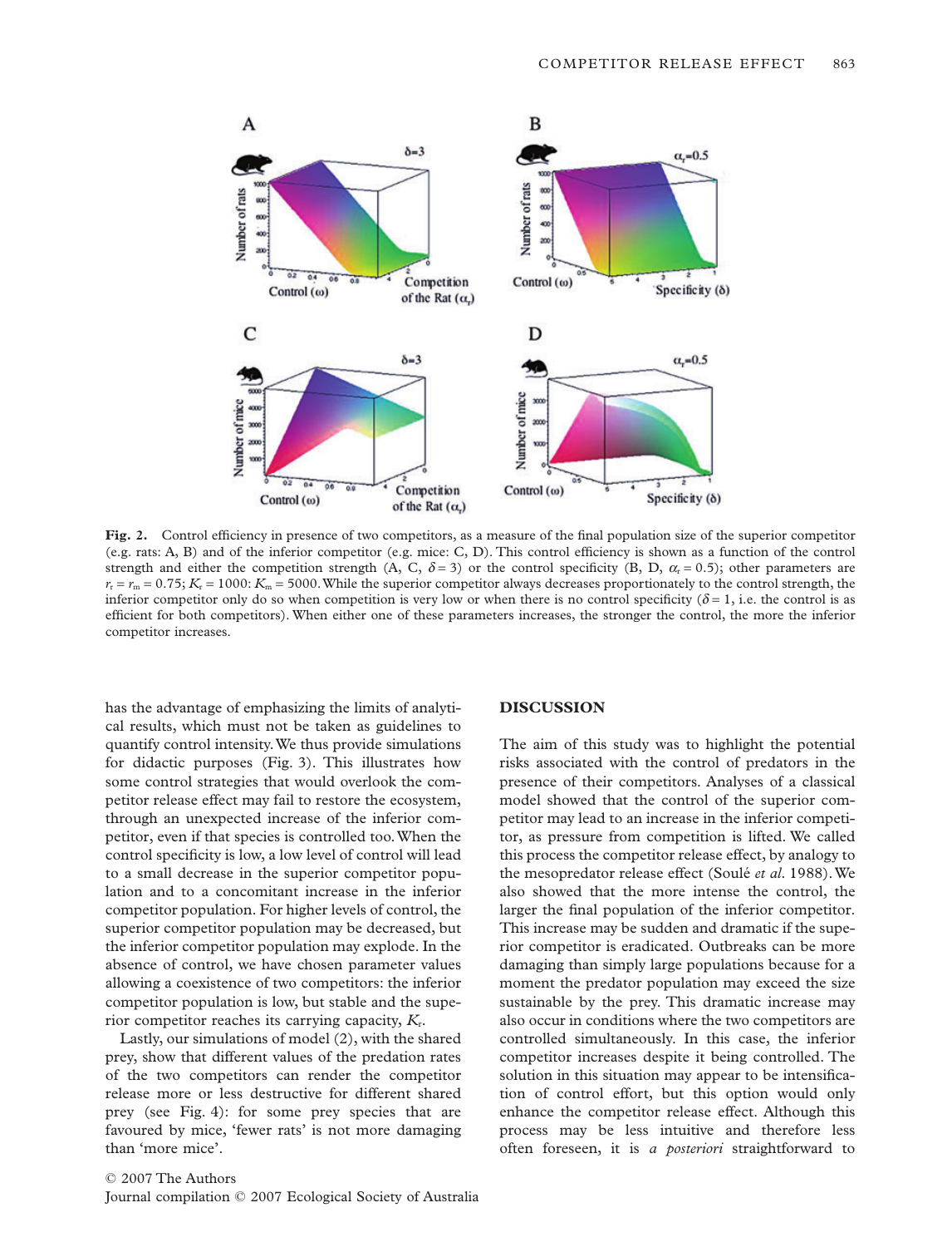A

δ=3

Number of rats

1000
800
600
400
200
0

0 0.2 0.4 0.6 0.8

Control (ω)

Competition of the Rat ($\alpha_r$)

B

$\alpha_r$=0.5

Number of rats

1000
800
600
400
200
0

Control (ω)

Specificity (δ)

C

δ=3

Number of mice

5000
4000
3000
2000
1000

Control (ω)

Competition of the Rat ($\alpha_r$)

D

$\alpha_r$=0.5

Number of mice

3000
2000
1000

Control (ω)

Specificity (δ)

**Fig. 2.** Control efficiency in presence of two competitors, as a measure of the final population size of the superior competitor (e.g. rats: A, B) and of the inferior competitor (e.g. mice: C, D). This control efficiency is shown as a function of the control strength and either the competition strength (A, C, $\delta = 3$) or the control specificity (B, D, $\alpha_r = 0.5$); other parameters are $r_r = r_m = 0.75$; $K_r = 1000$: $K_m = 5000$. While the superior competitor always decreases proportionately to the control strength, the inferior competitor only do so when competition is very low or when there is no control specificity ($\delta = 1$, i.e. the control is as efficient for both competitors). When either one of these parameters increases, the stronger the control, the more the inferior competitor increases.

has the advantage of emphasizing the limits of analytical results, which must not be taken as guidelines to quantify control intensity. We thus provide simulations for didactic purposes (Fig. 3). This illustrates how some control strategies that would overlook the competitor release effect may fail to restore the ecosystem, through an unexpected increase of the inferior competitor, even if that species is controlled too. When the control specificity is low, a low level of control will lead to a small decrease in the superior competitor population and to a concomitant increase in the inferior competitor population. For higher levels of control, the superior competitor population may be decreased, but the inferior competitor population may explode. In the absence of control, we have chosen parameter values allowing a coexistence of two competitors: the inferior competitor population is low, but stable and the superior competitor reaches its carrying capacity, $K_r$.

Lastly, our simulations of model (2), with the shared prey, show that different values of the predation rates of the two competitors can render the competitor release more or less destructive for different shared prey (see Fig. 4): for some prey species that are favoured by mice, 'fewer rats' is not more damaging than 'more mice'.

## DISCUSSION

The aim of this study was to highlight the potential risks associated with the control of predators in the presence of their competitors. Analyses of a classical model showed that the control of the superior competitor may lead to an increase in the inferior competitor, as pressure from competition is lifted. We called this process the competitor release effect, by analogy to the mesopredator release effect (Soulé *et al.* 1988). We also showed that the more intense the control, the larger the final population of the inferior competitor. This increase may be sudden and dramatic if the superior competitor is eradicated. Outbreaks can be more damaging than simply large populations because for a moment the predator population may exceed the size sustainable by the prey. This dramatic increase may also occur in conditions where the two competitors are controlled simultaneously. In this case, the inferior competitor increases despite it being controlled. The solution in this situation may appear to be intensification of control effort, but this option would only enhance the competitor release effect. Although this process may be less intuitive and therefore less often foreseen, it is *a posteriori* straightforward to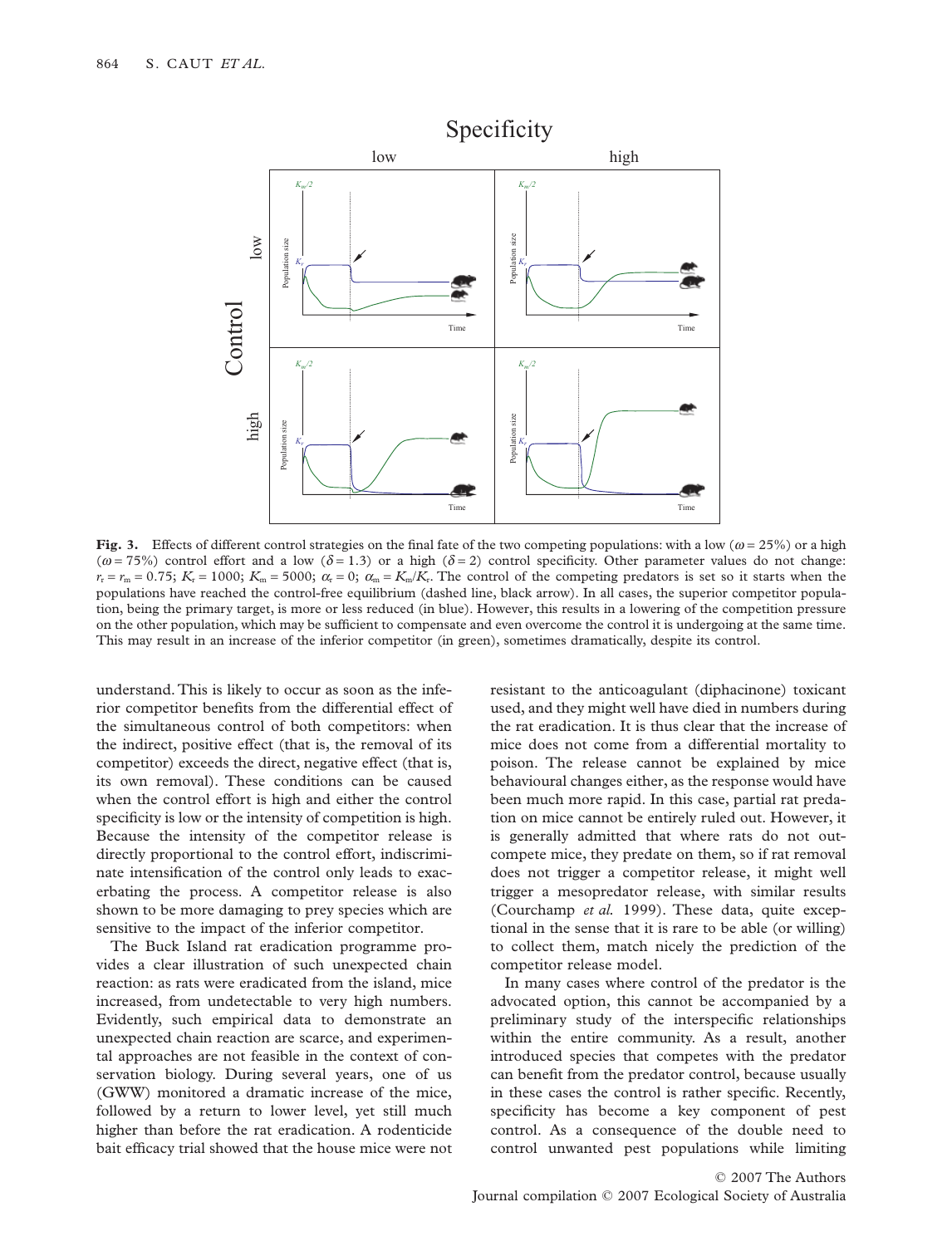**Fig. 3.** Effects of different control strategies on the final fate of the two competing populations: with a low ($\omega = 25\%$) or a high ($\omega = 75\%$) control effort and a low ($\delta = 1.3$) or a high ($\delta = 2$) control specificity. Other parameter values do not change: $r_r = r_m = 0.75$; $K_r = 1000$; $K_m = 5000$; $\alpha_r = 0$; $\alpha_m = K_m/K_r$. The control of the competing predators is set so it starts when the populations have reached the control-free equilibrium (dashed line, black arrow). In all cases, the superior competitor population, being the primary target, is more or less reduced (in blue). However, this results in a lowering of the competition pressure on the other population, which may be sufficient to compensate and even overcome the control it is undergoing at the same time. This may result in an increase of the inferior competitor (in green), sometimes dramatically, despite its control.

understand. This is likely to occur as soon as the inferior competitor benefits from the differential effect of the simultaneous control of both competitors: when the indirect, positive effect (that is, the removal of its competitor) exceeds the direct, negative effect (that is, its own removal). These conditions can be caused when the control effort is high and either the control specificity is low or the intensity of competition is high. Because the intensity of the competitor release is directly proportional to the control effort, indiscriminate intensification of the control only leads to exacerbating the process. A competitor release is also shown to be more damaging to prey species which are sensitive to the impact of the inferior competitor.

The Buck Island rat eradication programme provides a clear illustration of such unexpected chain reaction: as rats were eradicated from the island, mice increased, from undetectable to very high numbers. Evidently, such empirical data to demonstrate an unexpected chain reaction are scarce, and experimental approaches are not feasible in the context of conservation biology. During several years, one of us (GWW) monitored a dramatic increase of the mice, followed by a return to lower level, yet still much higher than before the rat eradication. A rodenticide bait efficacy trial showed that the house mice were not resistant to the anticoagulant (diphacinone) toxicant used, and they might well have died in numbers during the rat eradication. It is thus clear that the increase of mice does not come from a differential mortality to poison. The release cannot be explained by mice behavioural changes either, as the response would have been much more rapid. In this case, partial rat predation on mice cannot be entirely ruled out. However, it is generally admitted that where rats do not outcompete mice, they predate on them, so if rat removal does not trigger a competitor release, it might well trigger a mesopredator release, with similar results (Courchamp *et al.* 1999). These data, quite exceptional in the sense that it is rare to be able (or willing) to collect them, match nicely the prediction of the competitor release model.

In many cases where control of the predator is the advocated option, this cannot be accompanied by a preliminary study of the interspecific relationships within the entire community. As a result, another introduced species that competes with the predator can benefit from the predator control, because usually in these cases the control is rather specific. Recently, specificity has become a key component of pest control. As a consequence of the double need to control unwanted pest populations while limiting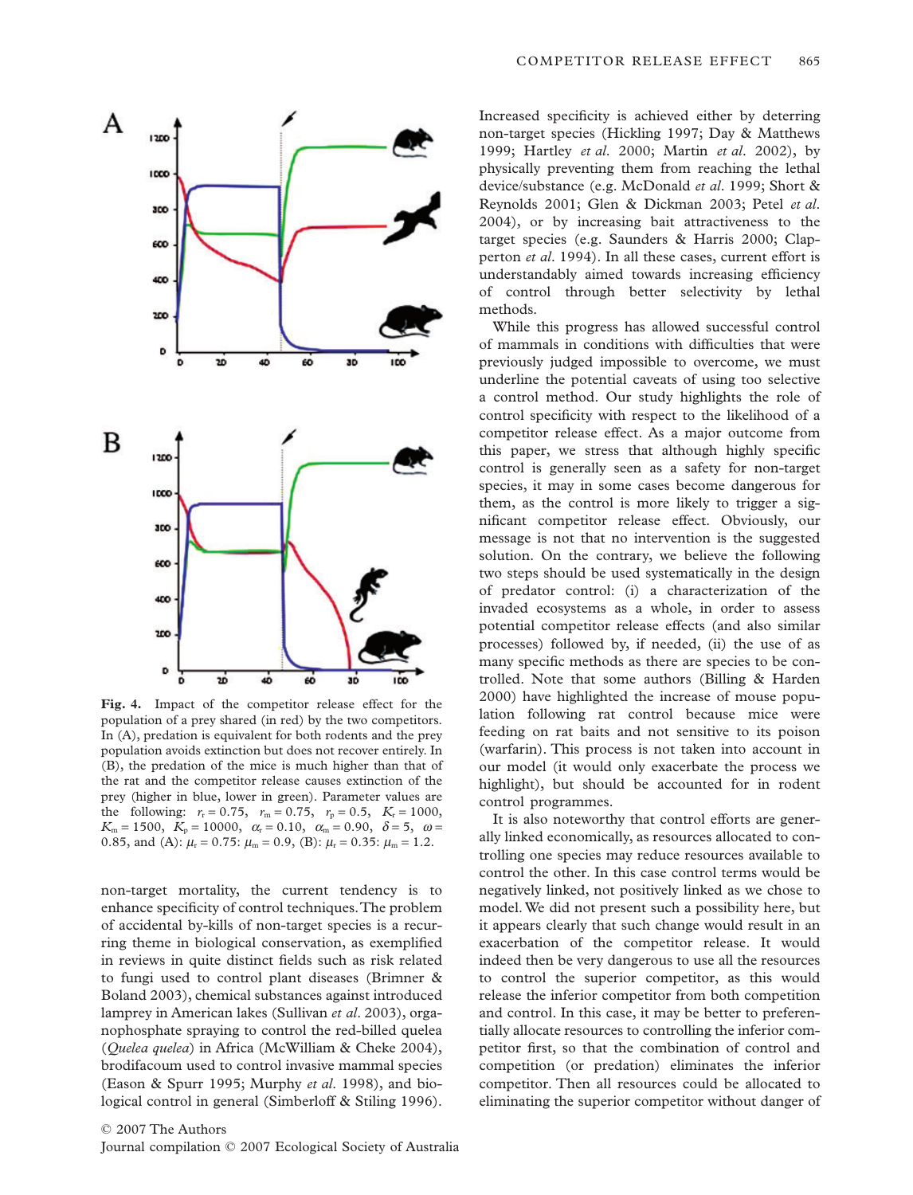**Fig. 4.** Impact of the competitor release effect for the population of a prey shared (in red) by the two competitors. In (A), predation is equivalent for both rodents and the prey population avoids extinction but does not recover entirely. In (B), the predation of the mice is much higher than that of the rat and the competitor release causes extinction of the prey (higher in blue, lower in green). Parameter values are the following: $r_r = 0.75$, $r_m = 0.75$, $r_p = 0.5$, $K_r = 1000$, $K_m = 1500$, $K_p = 10000$, $\alpha_r = 0.10$, $\alpha_m = 0.90$, $\delta = 5$, $\omega = 0.85$, and (A): $\mu_r = 0.75$: $\mu_m = 0.9$, (B): $\mu_r = 0.35$: $\mu_m = 1.2$.

non-target mortality, the current tendency is to enhance specificity of control techniques. The problem of accidental by-kills of non-target species is a recurring theme in biological conservation, as exemplified in reviews in quite distinct fields such as risk related to fungi used to control plant diseases (Brimner & Boland 2003), chemical substances against introduced lamprey in American lakes (Sullivan *et al*. 2003), organophosphate spraying to control the red-billed quelea (*Quelea quelea*) in Africa (McWilliam & Cheke 2004), brodifacoum used to control invasive mammal species (Eason & Spurr 1995; Murphy *et al*. 1998), and biological control in general (Simberloff & Stiling 1996). Increased specificity is achieved either by deterring non-target species (Hickling 1997; Day & Matthews 1999; Hartley *et al*. 2000; Martin *et al*. 2002), by physically preventing them from reaching the lethal device/substance (e.g. McDonald *et al*. 1999; Short & Reynolds 2001; Glen & Dickman 2003; Petel *et al*. 2004), or by increasing bait attractiveness to the target species (e.g. Saunders & Harris 2000; Clapperton *et al*. 1994). In all these cases, current effort is understandably aimed towards increasing efficiency of control through better selectivity by lethal methods.

While this progress has allowed successful control of mammals in conditions with difficulties that were previously judged impossible to overcome, we must underline the potential caveats of using too selective a control method. Our study highlights the role of control specificity with respect to the likelihood of a competitor release effect. As a major outcome from this paper, we stress that although highly specific control is generally seen as a safety for non-target species, it may in some cases become dangerous for them, as the control is more likely to trigger a significant competitor release effect. Obviously, our message is not that no intervention is the suggested solution. On the contrary, we believe the following two steps should be used systematically in the design of predator control: (i) a characterization of the invaded ecosystems as a whole, in order to assess potential competitor release effects (and also similar processes) followed by, if needed, (ii) the use of as many specific methods as there are species to be controlled. Note that some authors (Billing & Harden 2000) have highlighted the increase of mouse population following rat control because mice were feeding on rat baits and not sensitive to its poison (warfarin). This process is not taken into account in our model (it would only exacerbate the process we highlight), but should be accounted for in rodent control programmes.

It is also noteworthy that control efforts are generally linked economically, as resources allocated to controlling one species may reduce resources available to control the other. In this case control terms would be negatively linked, not positively linked as we chose to model. We did not present such a possibility here, but it appears clearly that such change would result in an exacerbation of the competitor release. It would indeed then be very dangerous to use all the resources to control the superior competitor, as this would release the inferior competitor from both competition and control. In this case, it may be better to preferentially allocate resources to controlling the inferior competitor first, so that the combination of control and competition (or predation) eliminates the inferior competitor. Then all resources could be allocated to eliminating the superior competitor without danger of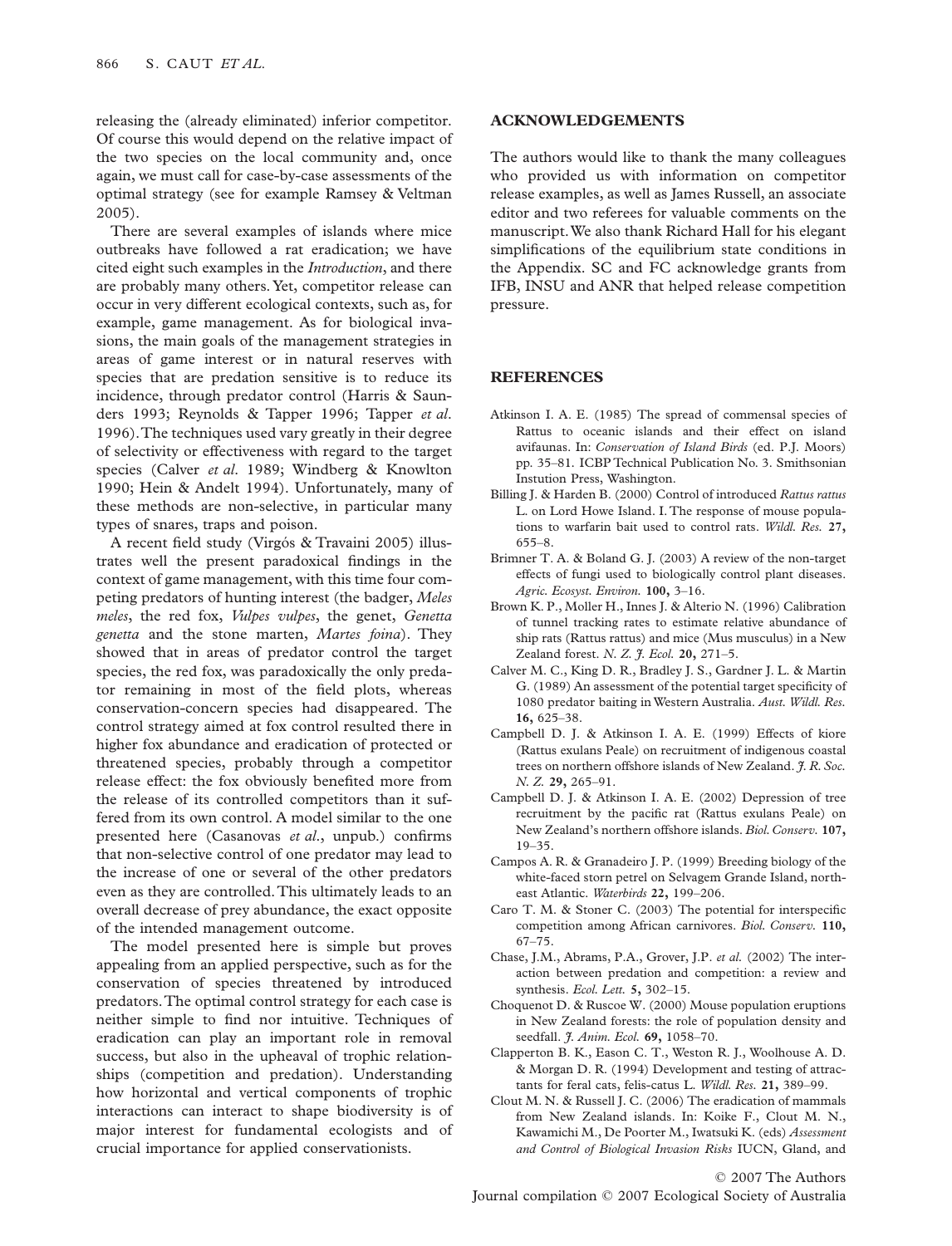releasing the (already eliminated) inferior competitor. Of course this would depend on the relative impact of the two species on the local community and, once again, we must call for case-by-case assessments of the optimal strategy (see for example Ramsey & Veltman 2005).

There are several examples of islands where mice outbreaks have followed a rat eradication; we have cited eight such examples in the *Introduction*, and there are probably many others. Yet, competitor release can occur in very different ecological contexts, such as, for example, game management. As for biological invasions, the main goals of the management strategies in areas of game interest or in natural reserves with species that are predation sensitive is to reduce its incidence, through predator control (Harris & Saunders 1993; Reynolds & Tapper 1996; Tapper *et al*. 1996). The techniques used vary greatly in their degree of selectivity or effectiveness with regard to the target species (Calver *et al*. 1989; Windberg & Knowlton 1990; Hein & Andelt 1994). Unfortunately, many of these methods are non-selective, in particular many types of snares, traps and poison.

A recent field study (Virgós & Travaini 2005) illustrates well the present paradoxical findings in the context of game management, with this time four competing predators of hunting interest (the badger, *Meles meles*, the red fox, *Vulpes vulpes*, the genet, *Genetta genetta* and the stone marten, *Martes foina*). They showed that in areas of predator control the target species, the red fox, was paradoxically the only predator remaining in most of the field plots, whereas conservation-concern species had disappeared. The control strategy aimed at fox control resulted there in higher fox abundance and eradication of protected or threatened species, probably through a competitor release effect: the fox obviously benefited more from the release of its controlled competitors than it suffered from its own control. A model similar to the one presented here (Casanovas *et al*., unpub.) confirms that non-selective control of one predator may lead to the increase of one or several of the other predators even as they are controlled. This ultimately leads to an overall decrease of prey abundance, the exact opposite of the intended management outcome.

The model presented here is simple but proves appealing from an applied perspective, such as for the conservation of species threatened by introduced predators. The optimal control strategy for each case is neither simple to find nor intuitive. Techniques of eradication can play an important role in removal success, but also in the upheaval of trophic relationships (competition and predation). Understanding how horizontal and vertical components of trophic interactions can interact to shape biodiversity is of major interest for fundamental ecologists and of crucial importance for applied conservationists.

## ACKNOWLEDGEMENTS

The authors would like to thank the many colleagues who provided us with information on competitor release examples, as well as James Russell, an associate editor and two referees for valuable comments on the manuscript. We also thank Richard Hall for his elegant simplifications of the equilibrium state conditions in the Appendix. SC and FC acknowledge grants from IFB, INSU and ANR that helped release competition pressure.

## REFERENCES

Atkinson I. A. E. (1985) The spread of commensal species of Rattus to oceanic islands and their effect on island avifaunas. In: *Conservation of Island Birds* (ed. P.J. Moors) pp. 35–81. ICBP Technical Publication No. 3. Smithsonian Instution Press, Washington.

Billing J. & Harden B. (2000) Control of introduced *Rattus rattus* L. on Lord Howe Island. I. The response of mouse populations to warfarin bait used to control rats. *Wildl. Res.* **27,** 655–8.

Brimner T. A. & Boland G. J. (2003) A review of the non-target effects of fungi used to biologically control plant diseases. *Agric. Ecosyst. Environ.* **100,** 3–16.

Brown K. P., Moller H., Innes J. & Alterio N. (1996) Calibration of tunnel tracking rates to estimate relative abundance of ship rats (Rattus rattus) and mice (Mus musculus) in a New Zealand forest. *N. Z. J. Ecol.* **20,** 271–5.

Calver M. C., King D. R., Bradley J. S., Gardner J. L. & Martin G. (1989) An assessment of the potential target specificity of 1080 predator baiting in Western Australia. *Aust. Wildl. Res.* **16,** 625–38.

Campbell D. J. & Atkinson I. A. E. (1999) Effects of kiore (Rattus exulans Peale) on recruitment of indigenous coastal trees on northern offshore islands of New Zealand. *J. R. Soc. N. Z.* **29,** 265–91.

Campbell D. J. & Atkinson I. A. E. (2002) Depression of tree recruitment by the pacific rat (Rattus exulans Peale) on New Zealand's northern offshore islands. *Biol. Conserv.* **107,** 19–35.

Campos A. R. & Granadeiro J. P. (1999) Breeding biology of the white-faced storn petrel on Selvagem Grande Island, northeast Atlantic. *Waterbirds* **22,** 199–206.

Caro T. M. & Stoner C. (2003) The potential for interspecific competition among African carnivores. *Biol. Conserv.* **110,** 67–75.

Chase, J.M., Abrams, P.A., Grover, J.P. *et al.* (2002) The interaction between predation and competition: a review and synthesis. *Ecol. Lett.* **5,** 302–15.

Choquenot D. & Ruscoe W. (2000) Mouse population eruptions in New Zealand forests: the role of population density and seedfall. *J. Anim. Ecol.* **69,** 1058–70.

Clapperton B. K., Eason C. T., Weston R. J., Woolhouse A. D. & Morgan D. R. (1994) Development and testing of attractants for feral cats, felis-catus L. *Wildl. Res.* **21,** 389–99.

Clout M. N. & Russell J. C. (2006) The eradication of mammals from New Zealand islands. In: Koike F., Clout M. N., Kawamichi M., De Poorter M., Iwatsuki K. (eds) *Assessment and Control of Biological Invasion Risks* IUCN, Gland, and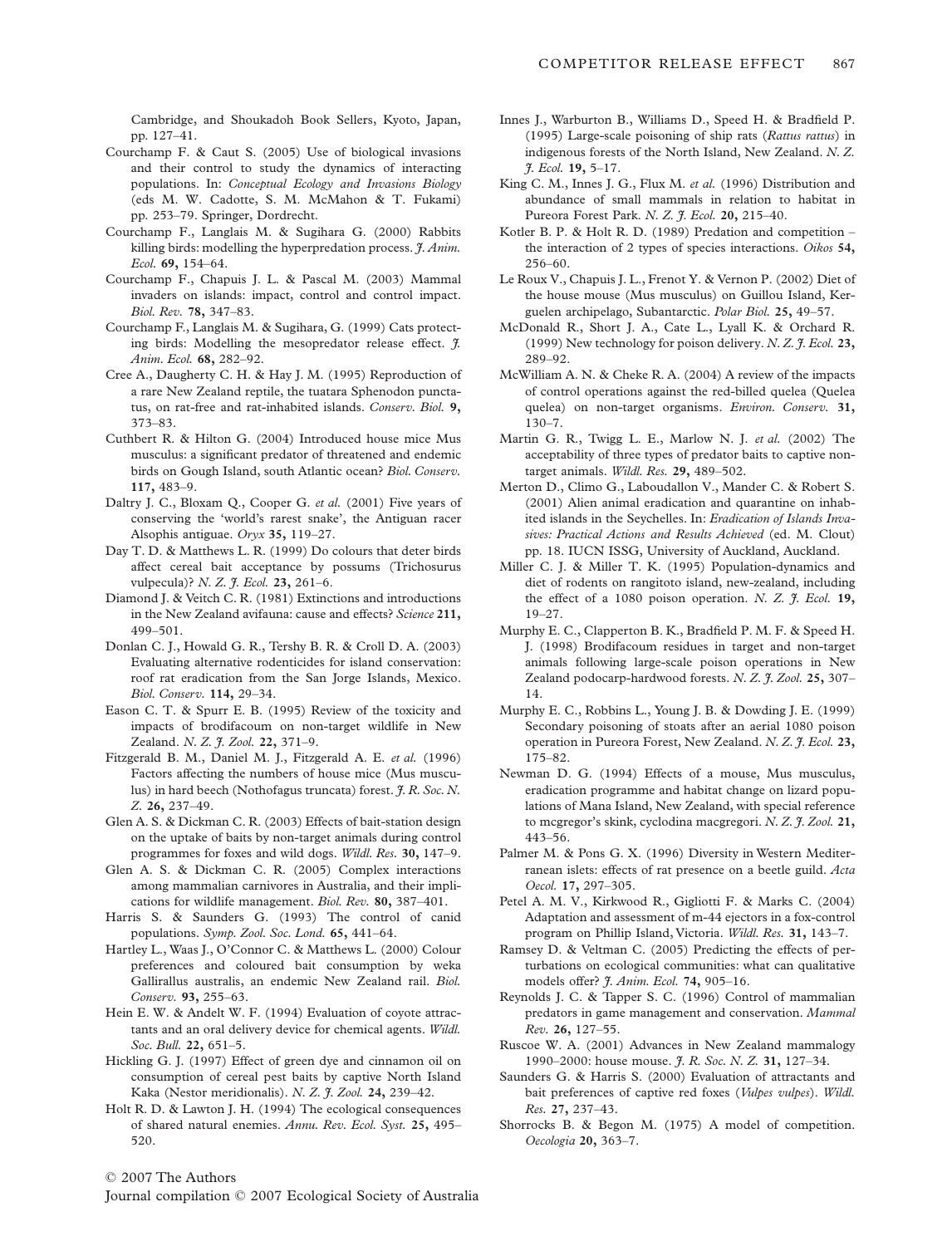Cambridge, and Shoukadoh Book Sellers, Kyoto, Japan, pp. 127–41.

Courchamp F. & Caut S. (2005) Use of biological invasions and their control to study the dynamics of interacting populations. In: *Conceptual Ecology and Invasions Biology* (eds M. W. Cadotte, S. M. McMahon & T. Fukami) pp. 253–79. Springer, Dordrecht.

Courchamp F., Langlais M. & Sugihara G. (2000) Rabbits killing birds: modelling the hyperpredation process. *J. Anim. Ecol.* **69,** 154–64.

Courchamp F., Chapuis J. L. & Pascal M. (2003) Mammal invaders on islands: impact, control and control impact. *Biol. Rev.* **78,** 347–83.

Courchamp F., Langlais M. & Sugihara, G. (1999) Cats protecting birds: Modelling the mesopredator release effect. *J. Anim. Ecol.* **68,** 282–92.

Cree A., Daugherty C. H. & Hay J. M. (1995) Reproduction of a rare New Zealand reptile, the tuatara Sphenodon punctatus, on rat-free and rat-inhabited islands. *Conserv. Biol.* **9,** 373–83.

Cuthbert R. & Hilton G. (2004) Introduced house mice Mus musculus: a significant predator of threatened and endemic birds on Gough Island, south Atlantic ocean? *Biol. Conserv.* **117,** 483–9.

Daltry J. C., Bloxam Q., Cooper G. *et al.* (2001) Five years of conserving the 'world's rarest snake', the Antiguan racer Alsophis antiguae. *Oryx* **35,** 119–27.

Day T. D. & Matthews L. R. (1999) Do colours that deter birds affect cereal bait acceptance by possums (Trichosurus vulpecula)? *N. Z. J. Ecol.* **23,** 261–6.

Diamond J. & Veitch C. R. (1981) Extinctions and introductions in the New Zealand avifauna: cause and effects? *Science* **211,** 499–501.

Donlan C. J., Howald G. R., Tershy B. R. & Croll D. A. (2003) Evaluating alternative rodenticides for island conservation: roof rat eradication from the San Jorge Islands, Mexico. *Biol. Conserv.* **114,** 29–34.

Eason C. T. & Spurr E. B. (1995) Review of the toxicity and impacts of brodifacoum on non-target wildlife in New Zealand. *N. Z. J. Zool.* **22,** 371–9.

Fitzgerald B. M., Daniel M. J., Fitzgerald A. E. *et al.* (1996) Factors affecting the numbers of house mice (Mus musculus) in hard beech (Nothofagus truncata) forest. *J. R. Soc. N. Z.* **26,** 237–49.

Glen A. S. & Dickman C. R. (2003) Effects of bait-station design on the uptake of baits by non-target animals during control programmes for foxes and wild dogs. *Wildl. Res.* **30,** 147–9.

Glen A. S. & Dickman C. R. (2005) Complex interactions among mammalian carnivores in Australia, and their implications for wildlife management. *Biol. Rev.* **80,** 387–401.

Harris S. & Saunders G. (1993) The control of canid populations. *Symp. Zool. Soc. Lond.* **65,** 441–64.

Hartley L., Waas J., O'Connor C. & Matthews L. (2000) Colour preferences and coloured bait consumption by weka Gallirallus australis, an endemic New Zealand rail. *Biol. Conserv.* **93,** 255–63.

Hein E. W. & Andelt W. F. (1994) Evaluation of coyote attractants and an oral delivery device for chemical agents. *Wildl. Soc. Bull.* **22,** 651–5.

Hickling G. J. (1997) Effect of green dye and cinnamon oil on consumption of cereal pest baits by captive North Island Kaka (Nestor meridionalis). *N. Z. J. Zool.* **24,** 239–42.

Holt R. D. & Lawton J. H. (1994) The ecological consequences of shared natural enemies. *Annu. Rev. Ecol. Syst.* **25,** 495–520.

Innes J., Warburton B., Williams D., Speed H. & Bradfield P. (1995) Large-scale poisoning of ship rats (*Rattus rattus*) in indigenous forests of the North Island, New Zealand. *N. Z. J. Ecol.* **19,** 5–17.

King C. M., Innes J. G., Flux M. *et al.* (1996) Distribution and abundance of small mammals in relation to habitat in Pureora Forest Park. *N. Z. J. Ecol.* **20,** 215–40.

Kotler B. P. & Holt R. D. (1989) Predation and competition – the interaction of 2 types of species interactions. *Oikos* **54,** 256–60.

Le Roux V., Chapuis J. L., Frenot Y. & Vernon P. (2002) Diet of the house mouse (Mus musculus) on Guillou Island, Kerguelen archipelago, Subantarctic. *Polar Biol.* **25,** 49–57.

McDonald R., Short J. A., Cate L., Lyall K. & Orchard R. (1999) New technology for poison delivery. *N. Z. J. Ecol.* **23,** 289–92.

McWilliam A. N. & Cheke R. A. (2004) A review of the impacts of control operations against the red-billed quelea (Quelea quelea) on non-target organisms. *Environ. Conserv.* **31,** 130–7.

Martin G. R., Twigg L. E., Marlow N. J. *et al.* (2002) The acceptability of three types of predator baits to captive non-target animals. *Wildl. Res.* **29,** 489–502.

Merton D., Climo G., Laboudallon V., Mander C. & Robert S. (2001) Alien animal eradication and quarantine on inhabited islands in the Seychelles. In: *Eradication of Islands Invasives: Practical Actions and Results Achieved* (ed. M. Clout) pp. 18. IUCN ISSG, University of Auckland, Auckland.

Miller C. J. & Miller T. K. (1995) Population-dynamics and diet of rodents on rangitoto island, new-zealand, including the effect of a 1080 poison operation. *N. Z. J. Ecol.* **19,** 19–27.

Murphy E. C., Clapperton B. K., Bradfield P. M. F. & Speed H. J. (1998) Brodifacoum residues in target and non-target animals following large-scale poison operations in New Zealand podocarp-hardwood forests. *N. Z. J. Zool.* **25,** 307–14.

Murphy E. C., Robbins L., Young J. B. & Dowding J. E. (1999) Secondary poisoning of stoats after an aerial 1080 poison operation in Pureora Forest, New Zealand. *N. Z. J. Ecol.* **23,** 175–82.

Newman D. G. (1994) Effects of a mouse, Mus musculus, eradication programme and habitat change on lizard populations of Mana Island, New Zealand, with special reference to mcgregor's skink, cyclodina macgregori. *N. Z. J. Zool.* **21,** 443–56.

Palmer M. & Pons G. X. (1996) Diversity in Western Mediterranean islets: effects of rat presence on a beetle guild. *Acta Oecol.* **17,** 297–305.

Petel A. M. V., Kirkwood R., Gigliotti F. & Marks C. (2004) Adaptation and assessment of m-44 ejectors in a fox-control program on Phillip Island, Victoria. *Wildl. Res.* **31,** 143–7.

Ramsey D. & Veltman C. (2005) Predicting the effects of perturbations on ecological communities: what can qualitative models offer? *J. Anim. Ecol.* **74,** 905–16.

Reynolds J. C. & Tapper S. C. (1996) Control of mammalian predators in game management and conservation. *Mammal Rev.* **26,** 127–55.

Ruscoe W. A. (2001) Advances in New Zealand mammalogy 1990–2000: house mouse. *J. R. Soc. N. Z.* **31,** 127–34.

Saunders G. & Harris S. (2000) Evaluation of attractants and bait preferences of captive red foxes (*Vulpes vulpes*). *Wildl. Res.* **27,** 237–43.

Shorrocks B. & Begon M. (1975) A model of competition. *Oecologia* **20,** 363–7.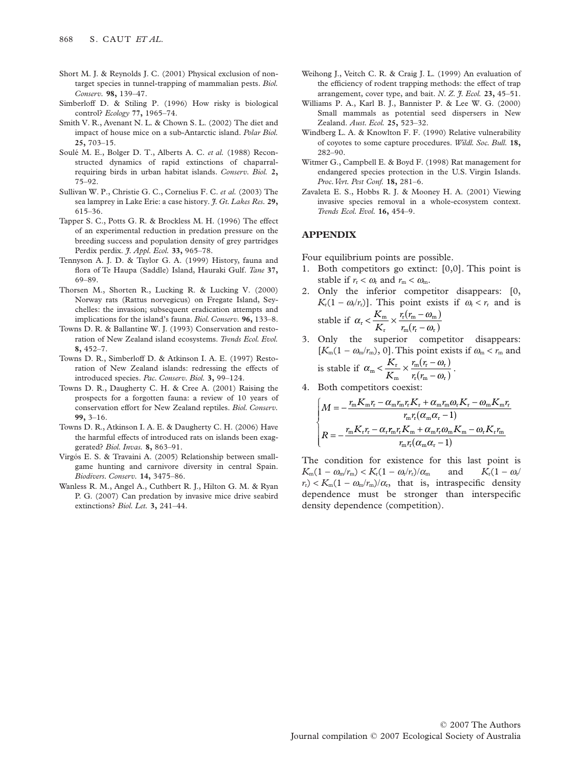Short M. J. & Reynolds J. C. (2001) Physical exclusion of non-target species in tunnel-trapping of mammalian pests. *Biol. Conserv.* **98,** 139–47.

Simberloff D. & Stiling P. (1996) How risky is biological control? *Ecology* **77,** 1965–74.

Smith V. R., Avenant N. L. & Chown S. L. (2002) The diet and impact of house mice on a sub-Antarctic island. *Polar Biol.* **25,** 703–15.

Soulé M. E., Bolger D. T., Alberts A. C. *et al.* (1988) Reconstructed dynamics of rapid extinctions of chaparral-requiring birds in urban habitat islands. *Conserv. Biol.* **2,** 75–92.

Sullivan W. P., Christie G. C., Cornelius F. C. *et al.* (2003) The sea lamprey in Lake Erie: a case history. *J. Gt. Lakes Res.* **29,** 615–36.

Tapper S. C., Potts G. R. & Brockless M. H. (1996) The effect of an experimental reduction in predation pressure on the breeding success and population density of grey partridges Perdix perdix. *J. Appl. Ecol.* **33,** 965–78.

Tennyson A. J. D. & Taylor G. A. (1999) History, fauna and flora of Te Haupa (Saddle) Island, Hauraki Gulf. *Tane* **37,** 69–89.

Thorsen M., Shorten R., Lucking R. & Lucking V. (2000) Norway rats (Rattus norvegicus) on Fregate Island, Seychelles: the invasion; subsequent eradication attempts and implications for the island's fauna. *Biol. Conserv.* **96,** 133–8.

Towns D. R. & Ballantine W. J. (1993) Conservation and restoration of New Zealand island ecosystems. *Trends Ecol. Evol.* **8,** 452–7.

Towns D. R., Simberloff D. & Atkinson I. A. E. (1997) Restoration of New Zealand islands: redressing the effects of introduced species. *Pac. Conserv. Biol.* **3,** 99–124.

Towns D. R., Daugherty C. H. & Cree A. (2001) Raising the prospects for a forgotten fauna: a review of 10 years of conservation effort for New Zealand reptiles. *Biol. Conserv.* **99,** 3–16.

Towns D. R., Atkinson I. A. E. & Daugherty C. H. (2006) Have the harmful effects of introduced rats on islands been exaggerated? *Biol. Invas.* **8,** 863–91.

Virgós E. S. & Travaini A. (2005) Relationship between small-game hunting and carnivore diversity in central Spain. *Biodivers. Conserv.* **14,** 3475–86.

Wanless R. M., Angel A., Cuthbert R. J., Hilton G. M. & Ryan P. G. (2007) Can predation by invasive mice drive seabird extinctions? *Biol. Let.* **3,** 241–44.

Weihong J., Veitch C. R. & Craig J. L. (1999) An evaluation of the efficiency of rodent trapping methods: the effect of trap arrangement, cover type, and bait. *N. Z. J. Ecol.* **23,** 45–51.

Williams P. A., Karl B. J., Bannister P. & Lee W. G. (2000) Small mammals as potential seed dispersers in New Zealand. *Aust. Ecol.* **25,** 523–32.

Windberg L. A. & Knowlton F. F. (1990) Relative vulnerability of coyotes to some capture procedures. *Wildl. Soc. Bull.* **18,** 282–90.

Witmer G., Campbell E. & Boyd F. (1998) Rat management for endangered species protection in the U.S. Virgin Islands. *Proc. Vert. Pest Conf.* **18,** 281–6.

Zavaleta E. S., Hobbs R. J. & Mooney H. A. (2001) Viewing invasive species removal in a whole-ecosystem context. *Trends Ecol. Evol.* **16,** 454–9.

## APPENDIX

Four equilibrium points are possible.

1. Both competitors go extinct: [0,0]. This point is stable if $r_r < \omega_r$ and $r_m < \omega_m$.
2. Only the inferior competitor disappears: $[0, K_r(1 - \omega_r/r_r)]$. This point exists if $\omega_r < r_r$ and is stable if $\alpha_r < \dfrac{K_m}{K_r} \times \dfrac{r_r(r_m - \omega_m)}{r_m(r_r - \omega_r)}$
3. Only the superior competitor disappears: $[K_m(1 - \omega_m/r_m), 0]$. This point exists if $\omega_m < r_m$ and is stable if $\alpha_m < \dfrac{K_r}{K_m} \times \dfrac{r_m(r_r - \omega_r)}{r_r(r_m - \omega_r)}$.
4. Both competitors coexist:

$$\begin{cases} M = -\dfrac{r_m K_m r_r - \alpha_m r_m r_r K_r + \alpha_m r_m \omega_r K_r - \omega_m K_m r_r}{r_m r_r(\alpha_m \alpha_r - 1)} \\ R = -\dfrac{r_m K_r r_r - \alpha_r r_m r_r K_m + \alpha_m r_r \omega_m K_m - \omega_r K_r r_m}{r_m r_r(\alpha_m \alpha_r - 1)} \end{cases}$$

The condition for existence for this last point is $K_m(1 - \omega_m/r_m) < K_r(1 - \omega_r/r_r)/\alpha_m$ and $K_r(1 - \omega_r/r_r) < K_m(1 - \omega_m/r_m)/\alpha_r$, that is, intraspecific density dependence must be stronger than interspecific density dependence (competition).